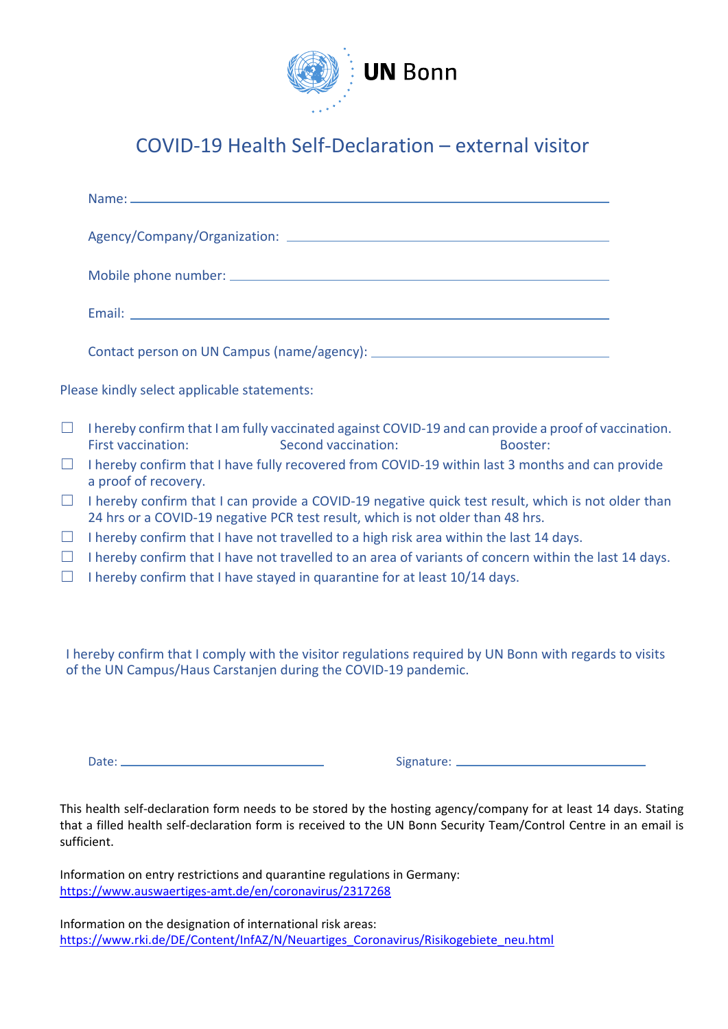UN Bonn

# COVID-19 Health Self-Declaration – external visitor

Name: \_\_\_\_\_\_\_\_\_\_\_\_\_\_\_\_\_\_\_\_\_\_\_\_\_\_\_\_\_\_\_\_\_\_\_\_\_\_\_\_\_\_\_\_\_\_\_\_\_\_\_\_\_\_

Agency/Company/Organization: \_\_\_\_\_\_\_\_\_\_\_\_\_\_\_\_\_\_\_\_\_\_\_\_\_\_\_\_\_\_\_\_\_\_\_\_

Mobile phone number: \_\_\_\_\_\_\_\_\_\_\_\_\_\_\_\_\_\_\_\_\_\_\_\_\_\_\_\_\_\_\_\_\_\_\_\_\_\_\_\_\_\_

Email: \_\_\_\_\_\_\_\_\_\_\_\_\_\_\_\_\_\_\_\_\_\_\_\_\_\_\_\_\_\_\_\_\_\_\_\_\_\_\_\_\_\_\_\_\_\_\_\_\_\_\_\_\_\_

Contact person on UN Campus (name/agency): \_\_\_\_\_\_\_\_\_\_\_\_\_\_\_\_\_\_\_\_\_\_\_\_\_\_\_

Please kindly select applicable statements:

- ☐ I hereby confirm that I am fully vaccinated against COVID-19 and can provide a proof of vaccination.
  First vaccination: Second vaccination: Booster:
- ☐ I hereby confirm that I have fully recovered from COVID-19 within last 3 months and can provide a proof of recovery.
- ☐ I hereby confirm that I can provide a COVID-19 negative quick test result, which is not older than 24 hrs or a COVID-19 negative PCR test result, which is not older than 48 hrs.
- ☐ I hereby confirm that I have not travelled to a high risk area within the last 14 days.
- ☐ I hereby confirm that I have not travelled to an area of variants of concern within the last 14 days.
- ☐ I hereby confirm that I have stayed in quarantine for at least 10/14 days.

I hereby confirm that I comply with the visitor regulations required by UN Bonn with regards to visits of the UN Campus/Haus Carstanjen during the COVID-19 pandemic.

Date: \_\_\_\_\_\_\_\_\_\_\_\_\_\_\_\_\_\_\_\_\_\_\_\_\_ Signature: \_\_\_\_\_\_\_\_\_\_\_\_\_\_\_\_\_\_\_\_\_\_\_\_\_

This health self-declaration form needs to be stored by the hosting agency/company for at least 14 days. Stating that a filled health self-declaration form is received to the UN Bonn Security Team/Control Centre in an email is sufficient.

Information on entry restrictions and quarantine regulations in Germany:
https://www.auswaertiges-amt.de/en/coronavirus/2317268

Information on the designation of international risk areas:
https://www.rki.de/DE/Content/InfAZ/N/Neuartiges_Coronavirus/Risikogebiete_neu.html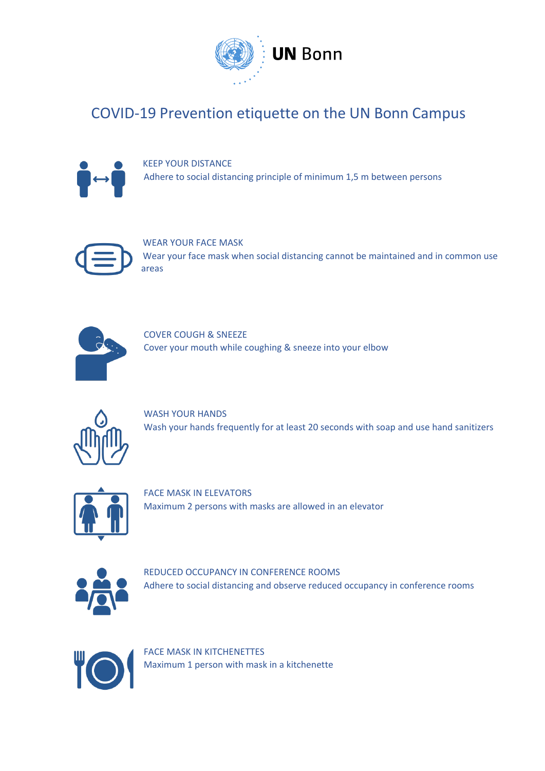UN Bonn

# COVID-19 Prevention etiquette on the UN Bonn Campus

KEEP YOUR DISTANCE
Adhere to social distancing principle of minimum 1,5 m between persons

WEAR YOUR FACE MASK
Wear your face mask when social distancing cannot be maintained and in common use areas

COVER COUGH & SNEEZE
Cover your mouth while coughing & sneeze into your elbow

WASH YOUR HANDS
Wash your hands frequently for at least 20 seconds with soap and use hand sanitizers

FACE MASK IN ELEVATORS
Maximum 2 persons with masks are allowed in an elevator

REDUCED OCCUPANCY IN CONFERENCE ROOMS
Adhere to social distancing and observe reduced occupancy in conference rooms

FACE MASK IN KITCHENETTES
Maximum 1 person with mask in a kitchenette